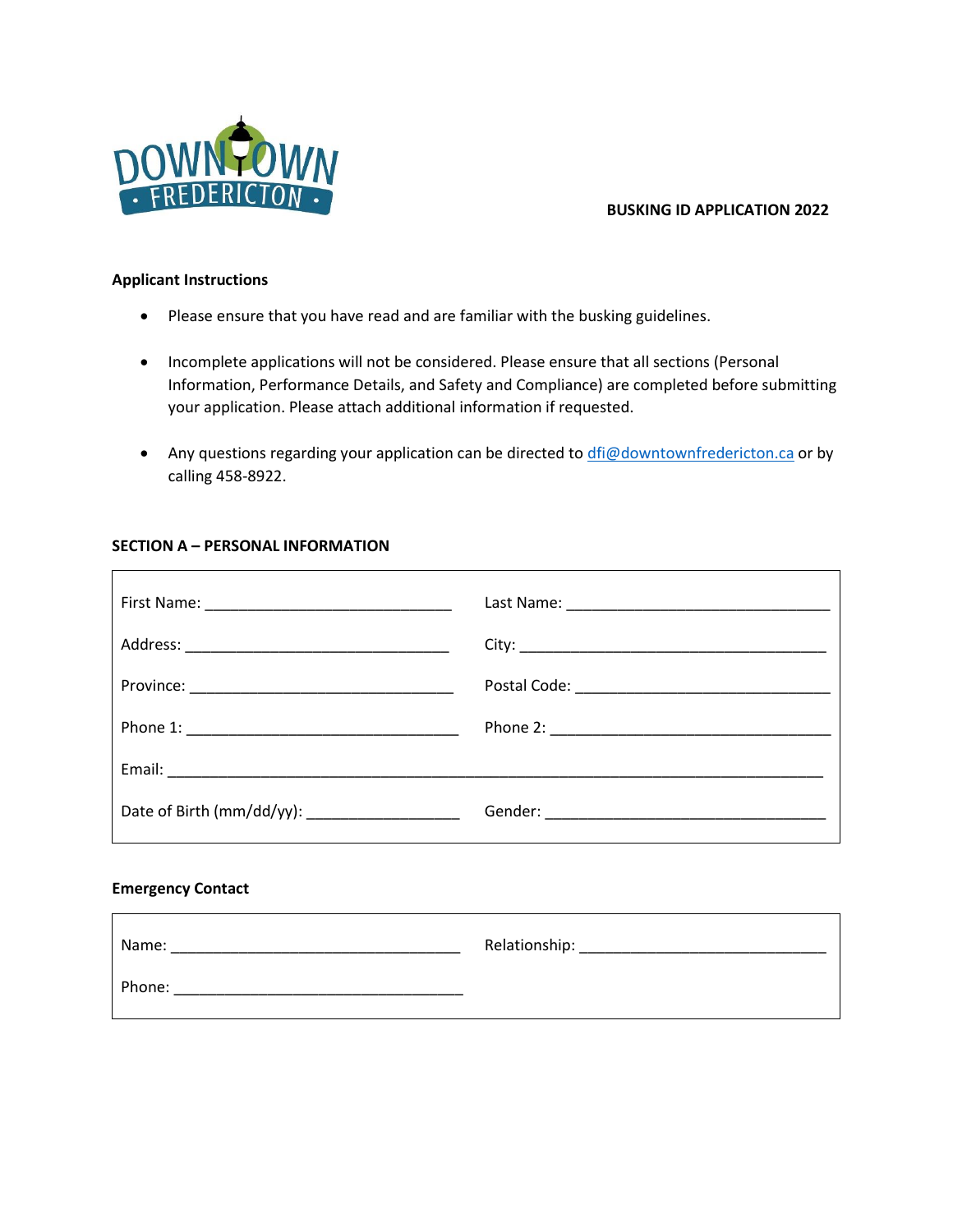# BUSKING ID APPLICATION 2022

**Applicant Instructions**

- Please ensure that you have read and are familiar with the busking guidelines.
- Incomplete applications will not be considered. Please ensure that all sections (Personal Information, Performance Details, and Safety and Compliance) are completed before submitting your application. Please attach additional information if requested.
- Any questions regarding your application can be directed to dfi@downtownfredericton.ca or by calling 458-8922.

**SECTION A – PERSONAL INFORMATION**

First Name: ______________________________ Last Name: ________________________________

Address: ________________________________ City: ______________________________________

Province: _________________________________ Postal Code: ________________________________

Phone 1: _________________________________ Phone 2: ___________________________________

Email: ____________________________________________________________________________

Date of Birth (mm/dd/yy): ___________________ Gender: ___________________________________

**Emergency Contact**

Name: ___________________________________ Relationship: ______________________________

Phone: ___________________________________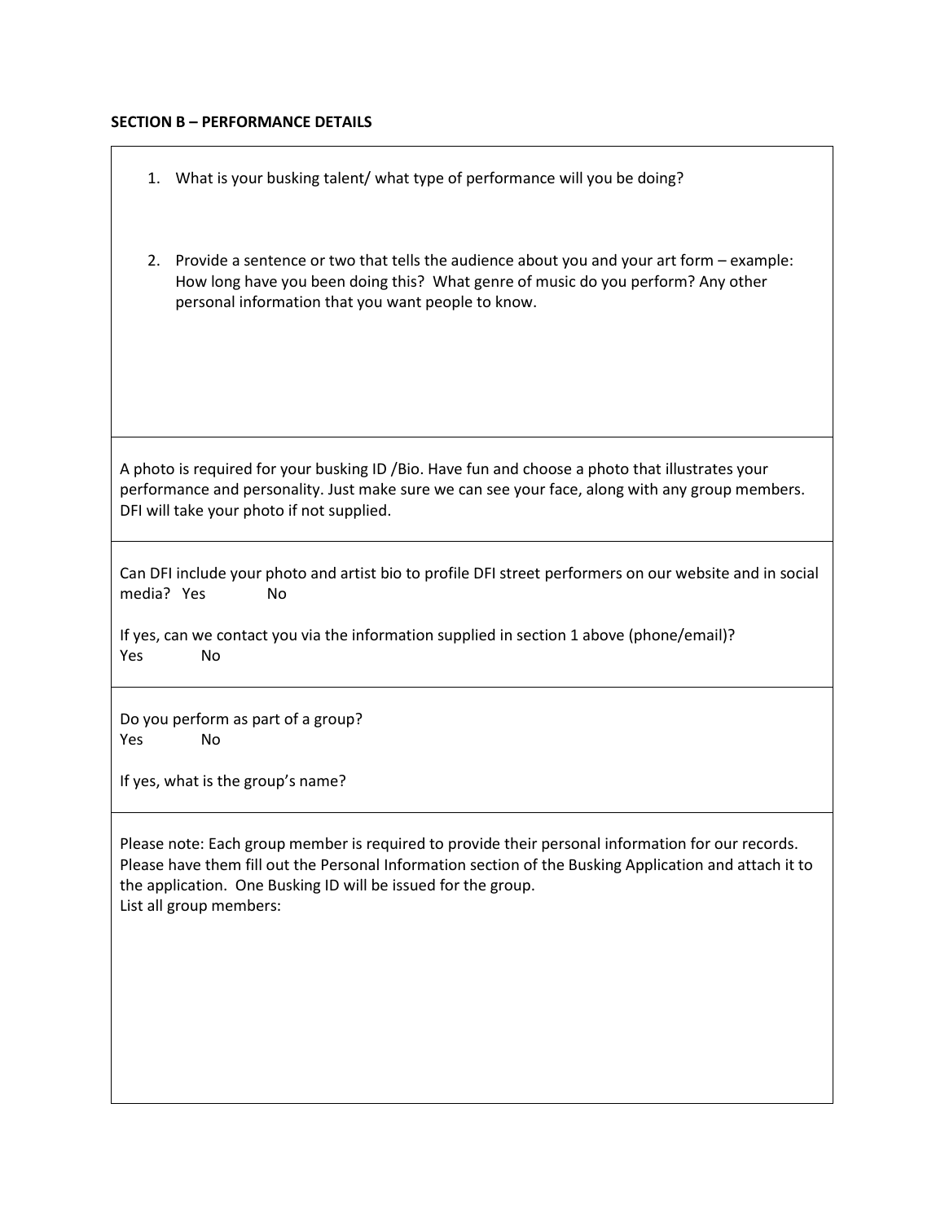**SECTION B – PERFORMANCE DETAILS**

1. What is your busking talent/ what type of performance will you be doing?

2. Provide a sentence or two that tells the audience about you and your art form – example: How long have you been doing this? What genre of music do you perform? Any other personal information that you want people to know.

A photo is required for your busking ID /Bio. Have fun and choose a photo that illustrates your performance and personality. Just make sure we can see your face, along with any group members. DFI will take your photo if not supplied.

Can DFI include your photo and artist bio to profile DFI street performers on our website and in social media? Yes No

If yes, can we contact you via the information supplied in section 1 above (phone/email)?
Yes No

Do you perform as part of a group?
Yes No

If yes, what is the group's name?

Please note: Each group member is required to provide their personal information for our records. Please have them fill out the Personal Information section of the Busking Application and attach it to the application. One Busking ID will be issued for the group.
List all group members: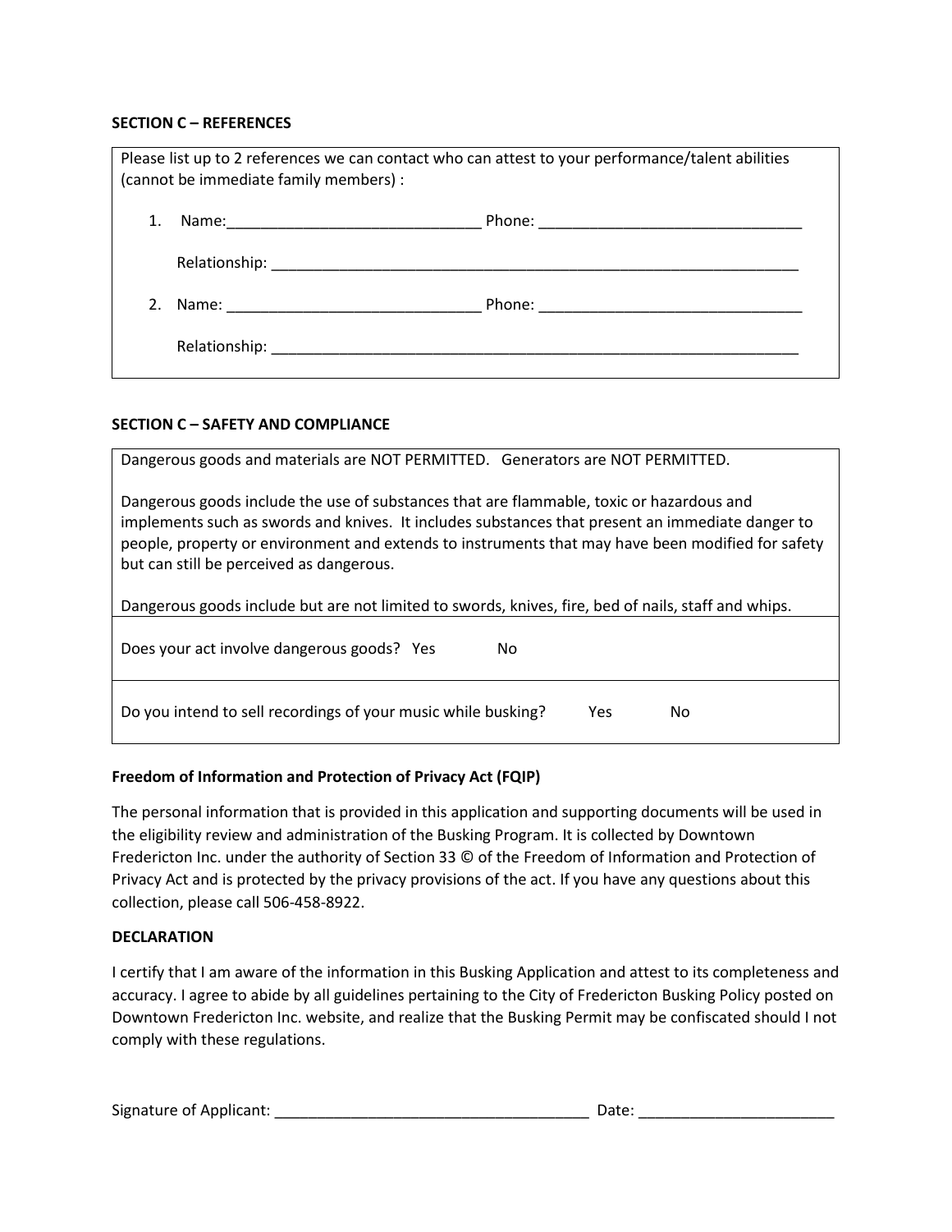**SECTION C – REFERENCES**

Please list up to 2 references we can contact who can attest to your performance/talent abilities (cannot be immediate family members) :

1. Name:______________________________ Phone: _______________________________

   Relationship: _______________________________________________________________

2. Name: ______________________________ Phone: _______________________________

   Relationship: _______________________________________________________________

**SECTION C – SAFETY AND COMPLIANCE**

Dangerous goods and materials are NOT PERMITTED. Generators are NOT PERMITTED.

Dangerous goods include the use of substances that are flammable, toxic or hazardous and implements such as swords and knives. It includes substances that present an immediate danger to people, property or environment and extends to instruments that may have been modified for safety but can still be perceived as dangerous.

Dangerous goods include but are not limited to swords, knives, fire, bed of nails, staff and whips.

Does your act involve dangerous goods? Yes No

Do you intend to sell recordings of your music while busking? Yes No

**Freedom of Information and Protection of Privacy Act (FQIP)**

The personal information that is provided in this application and supporting documents will be used in the eligibility review and administration of the Busking Program. It is collected by Downtown Fredericton Inc. under the authority of Section 33 © of the Freedom of Information and Protection of Privacy Act and is protected by the privacy provisions of the act. If you have any questions about this collection, please call 506-458-8922.

**DECLARATION**

I certify that I am aware of the information in this Busking Application and attest to its completeness and accuracy. I agree to abide by all guidelines pertaining to the City of Fredericton Busking Policy posted on Downtown Fredericton Inc. website, and realize that the Busking Permit may be confiscated should I not comply with these regulations.

Signature of Applicant: _____________________________________ Date: _______________________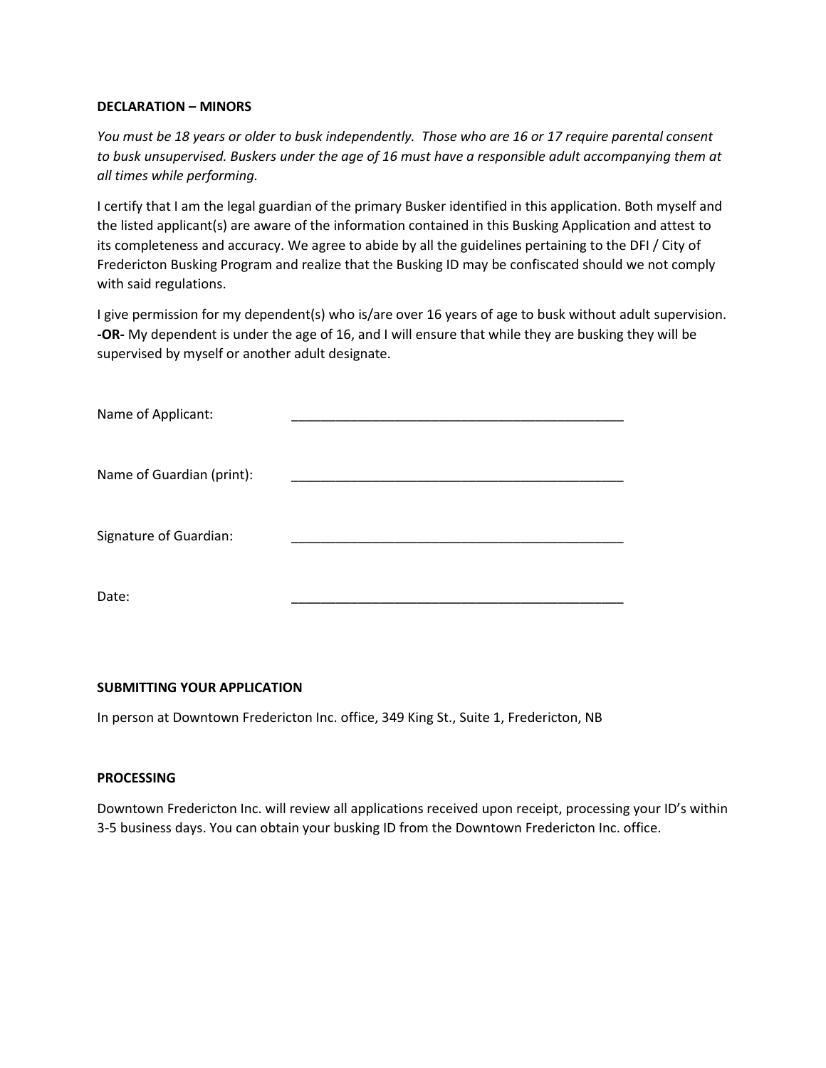## DECLARATION – MINORS

*You must be 18 years or older to busk independently. Those who are 16 or 17 require parental consent to busk unsupervised. Buskers under the age of 16 must have a responsible adult accompanying them at all times while performing.*

I certify that I am the legal guardian of the primary Busker identified in this application. Both myself and the listed applicant(s) are aware of the information contained in this Busking Application and attest to its completeness and accuracy. We agree to abide by all the guidelines pertaining to the DFI / City of Fredericton Busking Program and realize that the Busking ID may be confiscated should we not comply with said regulations.

I give permission for my dependent(s) who is/are over 16 years of age to busk without adult supervision. **-OR-** My dependent is under the age of 16, and I will ensure that while they are busking they will be supervised by myself or another adult designate.

Name of Applicant: ______________________________________________

Name of Guardian (print): ______________________________________________

Signature of Guardian: ______________________________________________

Date: ______________________________________________

## SUBMITTING YOUR APPLICATION

In person at Downtown Fredericton Inc. office, 349 King St., Suite 1, Fredericton, NB

## PROCESSING

Downtown Fredericton Inc. will review all applications received upon receipt, processing your ID's within 3-5 business days. You can obtain your busking ID from the Downtown Fredericton Inc. office.